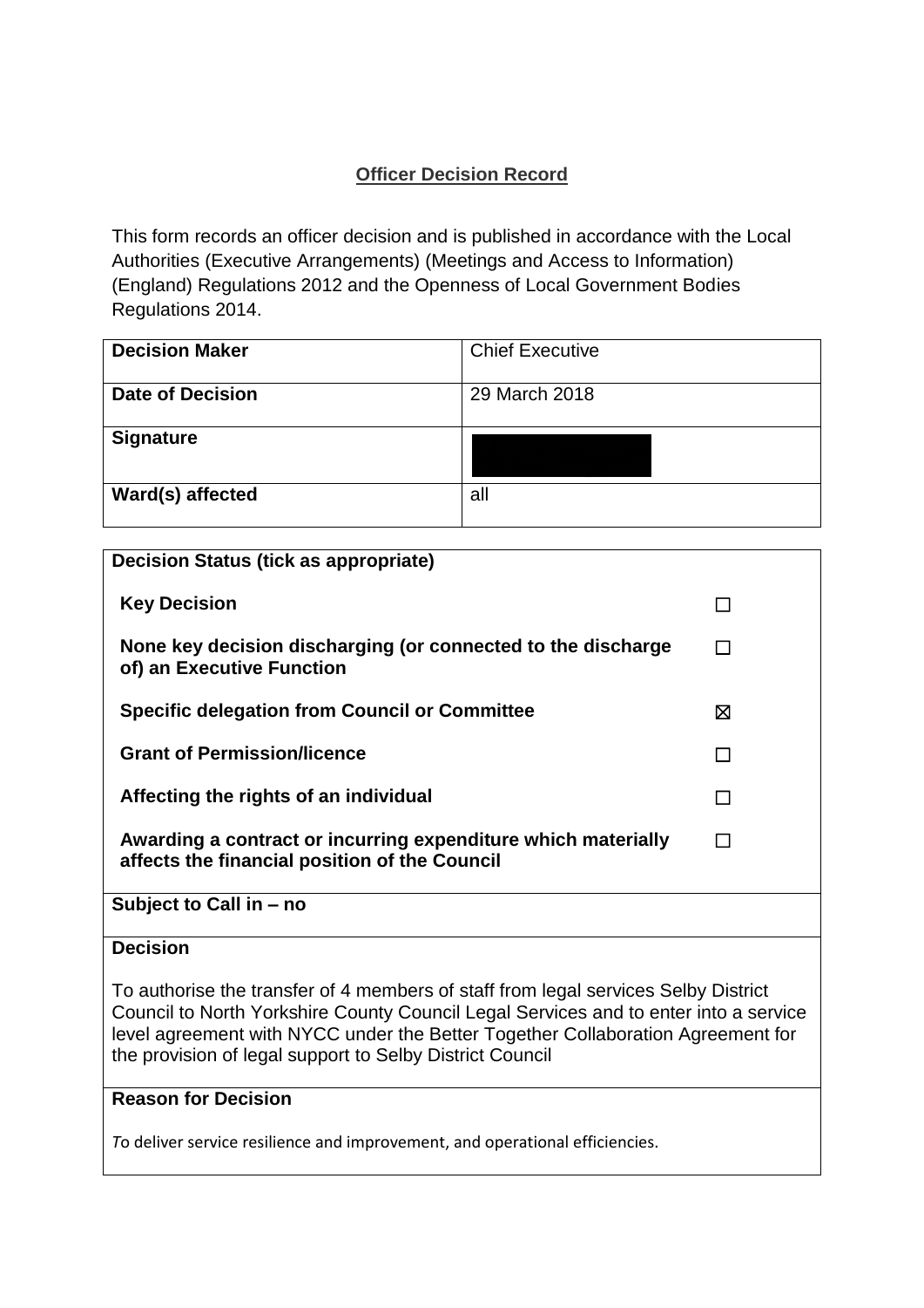# Officer Decision Record

This form records an officer decision and is published in accordance with the Local Authorities (Executive Arrangements) (Meetings and Access to Information) (England) Regulations 2012 and the Openness of Local Government Bodies Regulations 2014.

| **Decision Maker** | Chief Executive |
|---|---|
| **Date of Decision** | 29 March 2018 |
| **Signature** | |
| **Ward(s) affected** | all |

**Decision Status (tick as appropriate)**

| | |
|---|---|
| **Key Decision** | ☐ |
| **None key decision discharging (or connected to the discharge of) an Executive Function** | ☐ |
| **Specific delegation from Council or Committee** | ☒ |
| **Grant of Permission/licence** | ☐ |
| **Affecting the rights of an individual** | ☐ |
| **Awarding a contract or incurring expenditure which materially affects the financial position of the Council** | ☐ |

**Subject to Call in – no**

**Decision**

To authorise the transfer of 4 members of staff from legal services Selby District Council to North Yorkshire County Council Legal Services and to enter into a service level agreement with NYCC under the Better Together Collaboration Agreement for the provision of legal support to Selby District Council

**Reason for Decision**

To deliver service resilience and improvement, and operational efficiencies.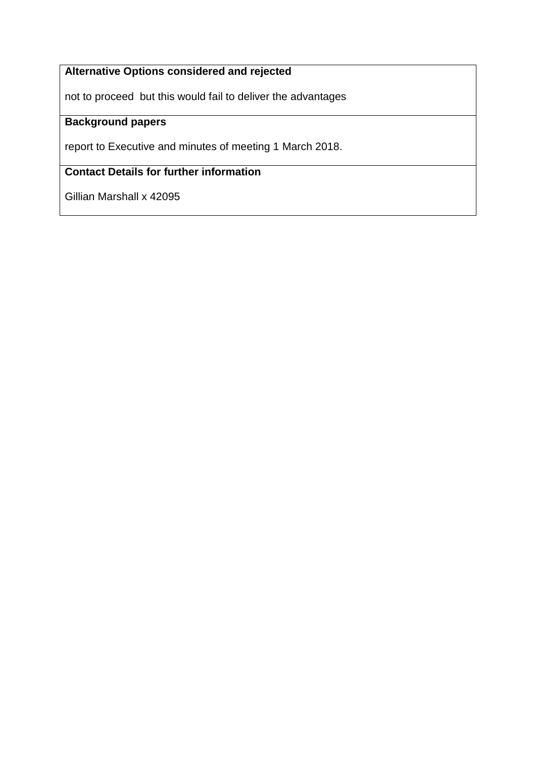**Alternative Options considered and rejected**

not to proceed  but this would fail to deliver the advantages

**Background papers**

report to Executive and minutes of meeting 1 March 2018.

**Contact Details for further information**

Gillian Marshall x 42095